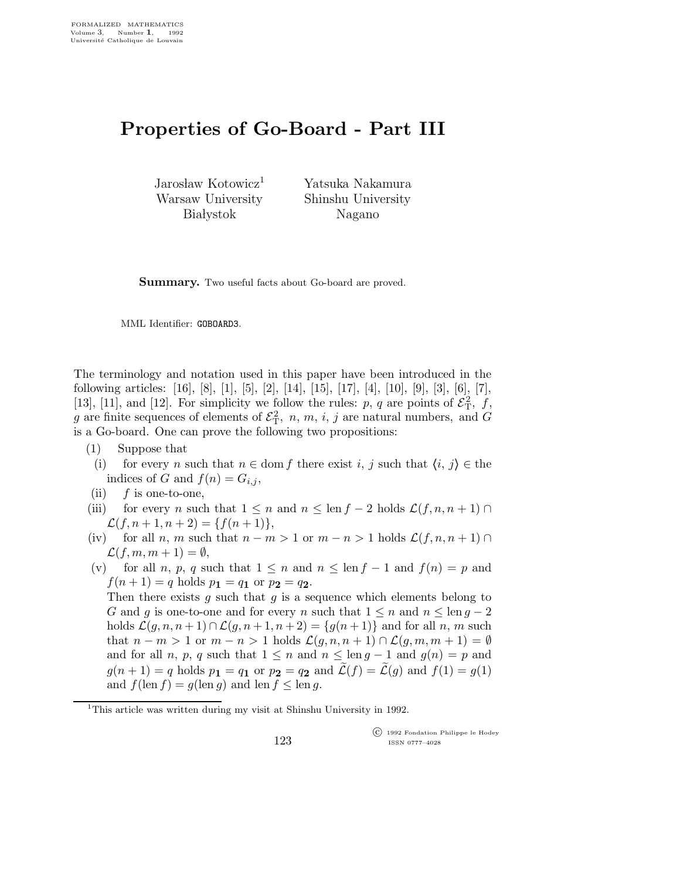# Properties of Go-Board - Part III

Jarosław Kotowicz[1]
Warsaw University
Białystok

Yatsuka Nakamura
Shinshu University
Nagano

**Summary.** Two useful facts about Go-board are proved.

MML Identifier: GOBOARD3.

The terminology and notation used in this paper have been introduced in the following articles: [16], [8], [1], [5], [2], [14], [15], [17], [4], [10], [9], [3], [6], [7], [13], [11], and [12]. For simplicity we follow the rules: $p$, $q$ are points of $\mathcal{E}^2_{\rm T}$, $f$, $g$ are finite sequences of elements of $\mathcal{E}^2_{\rm T}$, $n$, $m$, $i$, $j$ are natural numbers, and $G$ is a Go-board. One can prove the following two propositions:

(1) Suppose that

(i) for every $n$ such that $n \in \operatorname{dom} f$ there exist $i$, $j$ such that $\langle i, j \rangle \in$ the indices of $G$ and $f(n) = G_{i,j}$,

(ii) $f$ is one-to-one,

(iii) for every $n$ such that $1 \leq n$ and $n \leq \operatorname{len} f - 2$ holds $\mathcal{L}(f, n, n+1) \cap \mathcal{L}(f, n+1, n+2) = \{f(n+1)\}$,

(iv) for all $n$, $m$ such that $n - m > 1$ or $m - n > 1$ holds $\mathcal{L}(f, n, n+1) \cap \mathcal{L}(f, m, m+1) = \emptyset$,

(v) for all $n$, $p$, $q$ such that $1 \leq n$ and $n \leq \operatorname{len} f - 1$ and $f(n) = p$ and $f(n+1) = q$ holds $p_{\mathbf{1}} = q_{\mathbf{1}}$ or $p_{\mathbf{2}} = q_{\mathbf{2}}$.

Then there exists $g$ such that $g$ is a sequence which elements belong to $G$ and $g$ is one-to-one and for every $n$ such that $1 \leq n$ and $n \leq \operatorname{len} g - 2$ holds $\mathcal{L}(g, n, n+1) \cap \mathcal{L}(g, n+1, n+2) = \{g(n+1)\}$ and for all $n$, $m$ such that $n - m > 1$ or $m - n > 1$ holds $\mathcal{L}(g, n, n+1) \cap \mathcal{L}(g, m, m+1) = \emptyset$ and for all $n$, $p$, $q$ such that $1 \leq n$ and $n \leq \operatorname{len} g - 1$ and $g(n) = p$ and $g(n+1) = q$ holds $p_{\mathbf{1}} = q_{\mathbf{1}}$ or $p_{\mathbf{2}} = q_{\mathbf{2}}$ and $\widetilde{\mathcal{L}}(f) = \widetilde{\mathcal{L}}(g)$ and $f(1) = g(1)$ and $f(\operatorname{len} f) = g(\operatorname{len} g)$ and $\operatorname{len} f \leq \operatorname{len} g$.

[1] This article was written during my visit at Shinshu University in 1992.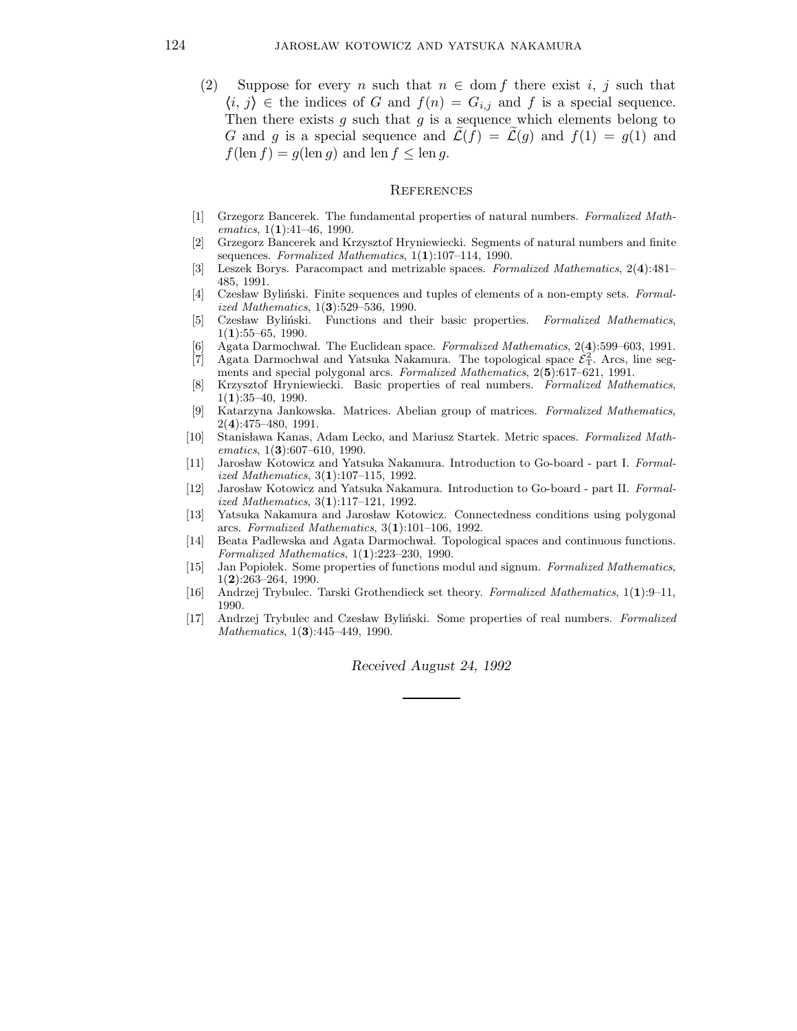(2) Suppose for every $n$ such that $n \in \operatorname{dom} f$ there exist $i$, $j$ such that $\langle i, j \rangle \in$ the indices of $G$ and $f(n) = G_{i,j}$ and $f$ is a special sequence. Then there exists $g$ such that $g$ is a sequence which elements belong to $G$ and $g$ is a special sequence and $\widetilde{\mathcal{L}}(f) = \widetilde{\mathcal{L}}(g)$ and $f(1) = g(1)$ and $f(\operatorname{len} f) = g(\operatorname{len} g)$ and $\operatorname{len} f \leq \operatorname{len} g$.

## References

[1] Grzegorz Bancerek. The fundamental properties of natural numbers. *Formalized Mathematics*, 1(**1**):41–46, 1990.

[2] Grzegorz Bancerek and Krzysztof Hryniewiecki. Segments of natural numbers and finite sequences. *Formalized Mathematics*, 1(**1**):107–114, 1990.

[3] Leszek Borys. Paracompact and metrizable spaces. *Formalized Mathematics*, 2(**4**):481–485, 1991.

[4] Czesław Byliński. Finite sequences and tuples of elements of a non-empty sets. *Formalized Mathematics*, 1(**3**):529–536, 1990.

[5] Czesław Byliński. Functions and their basic properties. *Formalized Mathematics*, 1(**1**):55–65, 1990.

[6] Agata Darmochwał. The Euclidean space. *Formalized Mathematics*, 2(**4**):599–603, 1991.

[7] Agata Darmochwał and Yatsuka Nakamura. The topological space $\mathcal{E}^2_{\mathrm{T}}$. Arcs, line segments and special polygonal arcs. *Formalized Mathematics*, 2(**5**):617–621, 1991.

[8] Krzysztof Hryniewiecki. Basic properties of real numbers. *Formalized Mathematics*, 1(**1**):35–40, 1990.

[9] Katarzyna Jankowska. Matrices. Abelian group of matrices. *Formalized Mathematics*, 2(**4**):475–480, 1991.

[10] Stanisława Kanas, Adam Lecko, and Mariusz Startek. Metric spaces. *Formalized Mathematics*, 1(**3**):607–610, 1990.

[11] Jarosław Kotowicz and Yatsuka Nakamura. Introduction to Go-board - part I. *Formalized Mathematics*, 3(**1**):107–115, 1992.

[12] Jarosław Kotowicz and Yatsuka Nakamura. Introduction to Go-board - part II. *Formalized Mathematics*, 3(**1**):117–121, 1992.

[13] Yatsuka Nakamura and Jarosław Kotowicz. Connectedness conditions using polygonal arcs. *Formalized Mathematics*, 3(**1**):101–106, 1992.

[14] Beata Padlewska and Agata Darmochwał. Topological spaces and continuous functions. *Formalized Mathematics*, 1(**1**):223–230, 1990.

[15] Jan Popiołek. Some properties of functions modul and signum. *Formalized Mathematics*, 1(**2**):263–264, 1990.

[16] Andrzej Trybulec. Tarski Grothendieck set theory. *Formalized Mathematics*, 1(**1**):9–11, 1990.

[17] Andrzej Trybulec and Czesław Byliński. Some properties of real numbers. *Formalized Mathematics*, 1(**3**):445–449, 1990.

*Received August 24, 1992*